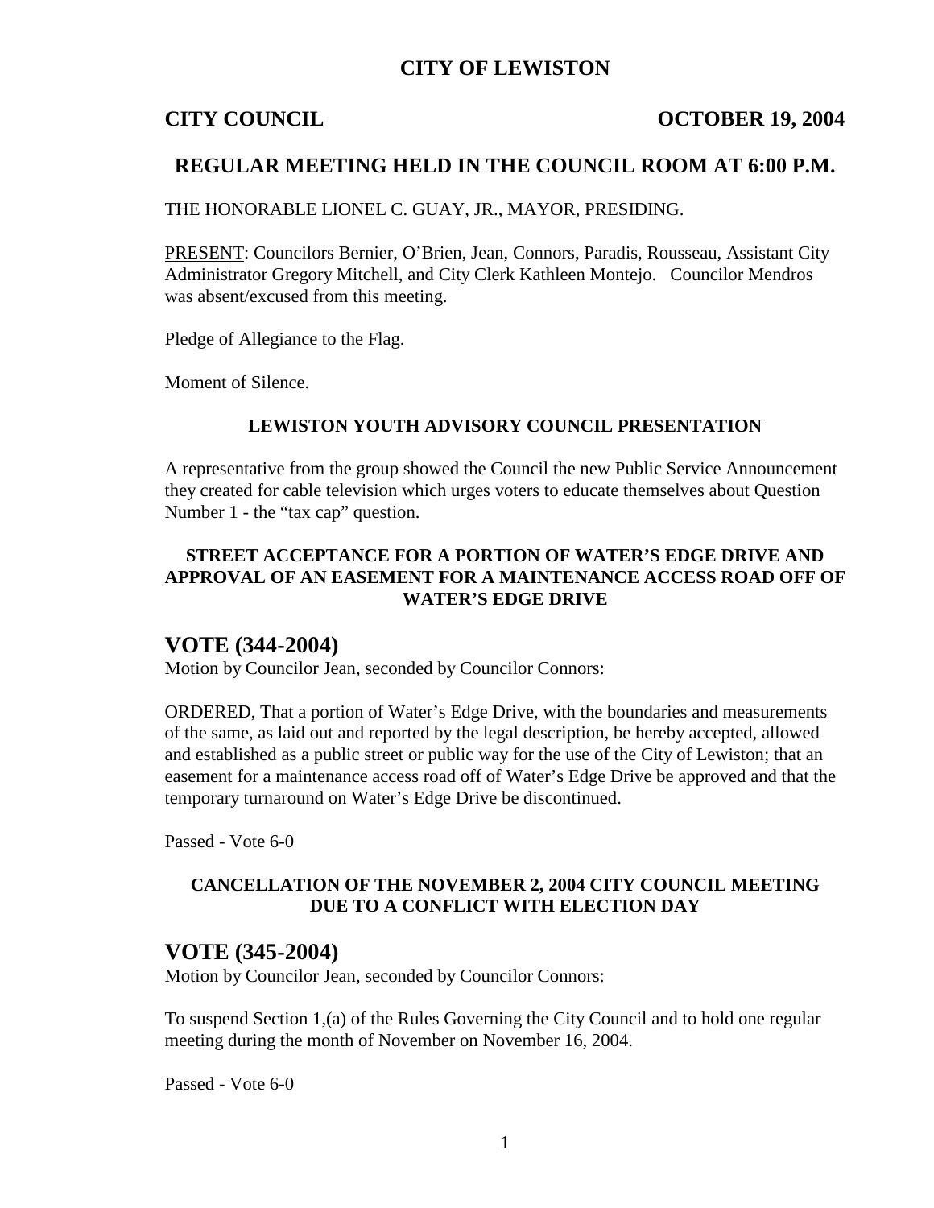# CITY OF LEWISTON

**CITY COUNCIL** **OCTOBER 19, 2004**

## REGULAR MEETING HELD IN THE COUNCIL ROOM AT 6:00 P.M.

THE HONORABLE LIONEL C. GUAY, JR., MAYOR, PRESIDING.

PRESENT: Councilors Bernier, O'Brien, Jean, Connors, Paradis, Rousseau, Assistant City Administrator Gregory Mitchell, and City Clerk Kathleen Montejo. Councilor Mendros was absent/excused from this meeting.

Pledge of Allegiance to the Flag.

Moment of Silence.

### LEWISTON YOUTH ADVISORY COUNCIL PRESENTATION

A representative from the group showed the Council the new Public Service Announcement they created for cable television which urges voters to educate themselves about Question Number 1 - the "tax cap" question.

### STREET ACCEPTANCE FOR A PORTION OF WATER'S EDGE DRIVE AND APPROVAL OF AN EASEMENT FOR A MAINTENANCE ACCESS ROAD OFF OF WATER'S EDGE DRIVE

## VOTE (344-2004)

Motion by Councilor Jean, seconded by Councilor Connors:

ORDERED, That a portion of Water's Edge Drive, with the boundaries and measurements of the same, as laid out and reported by the legal description, be hereby accepted, allowed and established as a public street or public way for the use of the City of Lewiston; that an easement for a maintenance access road off of Water's Edge Drive be approved and that the temporary turnaround on Water's Edge Drive be discontinued.

Passed - Vote 6-0

### CANCELLATION OF THE NOVEMBER 2, 2004 CITY COUNCIL MEETING DUE TO A CONFLICT WITH ELECTION DAY

## VOTE (345-2004)

Motion by Councilor Jean, seconded by Councilor Connors:

To suspend Section 1,(a) of the Rules Governing the City Council and to hold one regular meeting during the month of November on November 16, 2004.

Passed - Vote 6-0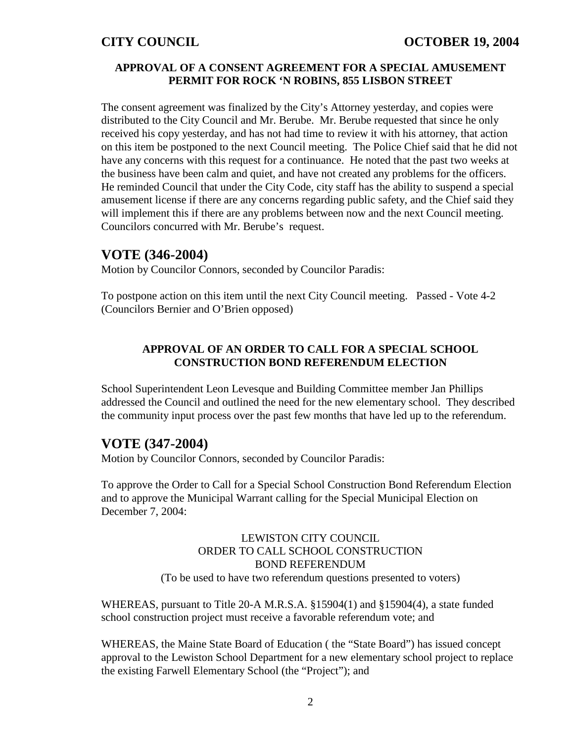**APPROVAL OF A CONSENT AGREEMENT FOR A SPECIAL AMUSEMENT PERMIT FOR ROCK 'N ROBINS, 855 LISBON STREET**

The consent agreement was finalized by the City's Attorney yesterday, and copies were distributed to the City Council and Mr. Berube. Mr. Berube requested that since he only received his copy yesterday, and has not had time to review it with his attorney, that action on this item be postponed to the next Council meeting. The Police Chief said that he did not have any concerns with this request for a continuance. He noted that the past two weeks at the business have been calm and quiet, and have not created any problems for the officers. He reminded Council that under the City Code, city staff has the ability to suspend a special amusement license if there are any concerns regarding public safety, and the Chief said they will implement this if there are any problems between now and the next Council meeting. Councilors concurred with Mr. Berube's request.

## VOTE (346-2004)

Motion by Councilor Connors, seconded by Councilor Paradis:

To postpone action on this item until the next City Council meeting. Passed - Vote 4-2 (Councilors Bernier and O'Brien opposed)

**APPROVAL OF AN ORDER TO CALL FOR A SPECIAL SCHOOL CONSTRUCTION BOND REFERENDUM ELECTION**

School Superintendent Leon Levesque and Building Committee member Jan Phillips addressed the Council and outlined the need for the new elementary school. They described the community input process over the past few months that have led up to the referendum.

## VOTE (347-2004)

Motion by Councilor Connors, seconded by Councilor Paradis:

To approve the Order to Call for a Special School Construction Bond Referendum Election and to approve the Municipal Warrant calling for the Special Municipal Election on December 7, 2004:

LEWISTON CITY COUNCIL
ORDER TO CALL SCHOOL CONSTRUCTION
BOND REFERENDUM
(To be used to have two referendum questions presented to voters)

WHEREAS, pursuant to Title 20-A M.R.S.A. §15904(1) and §15904(4), a state funded school construction project must receive a favorable referendum vote; and

WHEREAS, the Maine State Board of Education ( the "State Board") has issued concept approval to the Lewiston School Department for a new elementary school project to replace the existing Farwell Elementary School (the "Project"); and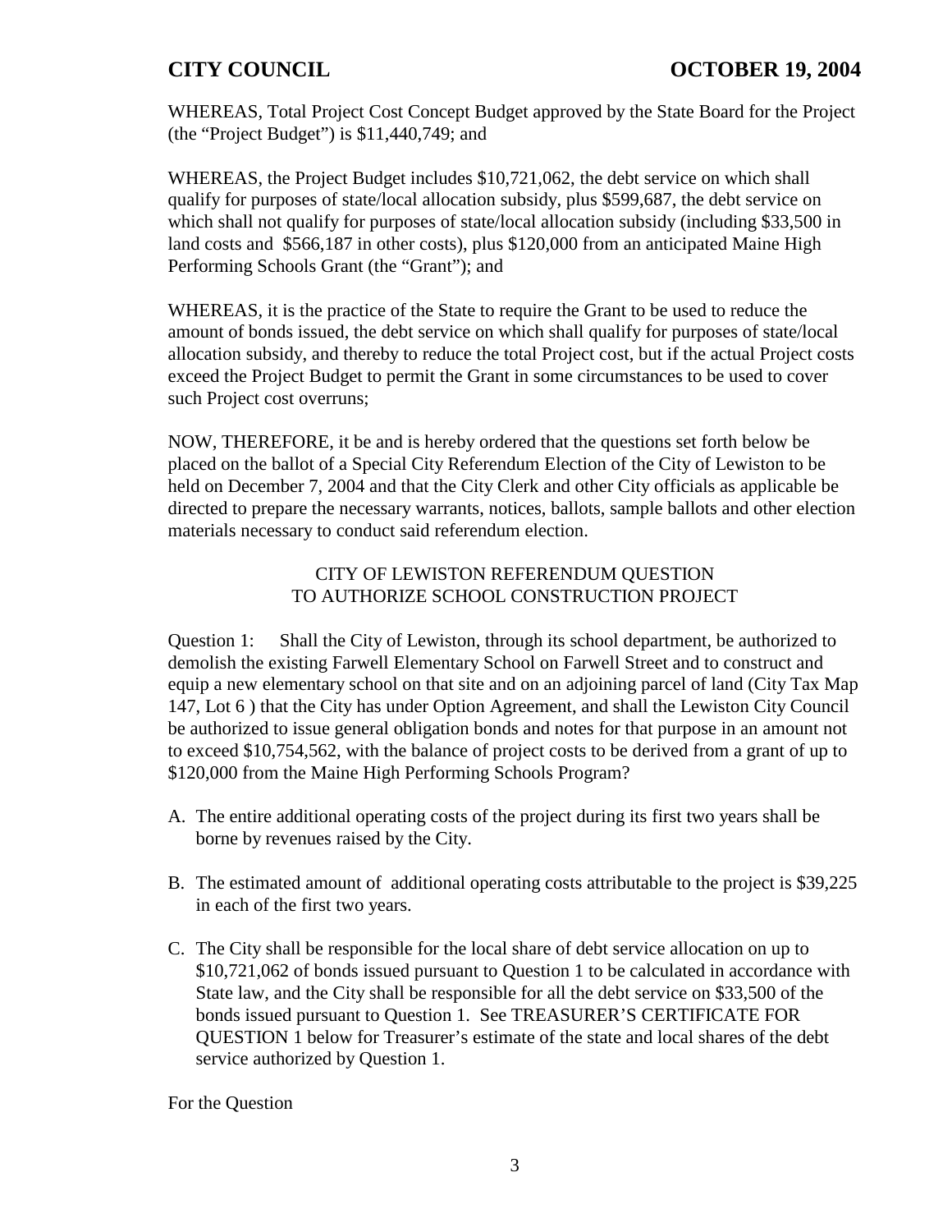WHEREAS, Total Project Cost Concept Budget approved by the State Board for the Project (the "Project Budget") is $11,440,749; and

WHEREAS, the Project Budget includes $10,721,062, the debt service on which shall qualify for purposes of state/local allocation subsidy, plus $599,687, the debt service on which shall not qualify for purposes of state/local allocation subsidy (including $33,500 in land costs and $566,187 in other costs), plus $120,000 from an anticipated Maine High Performing Schools Grant (the "Grant"); and

WHEREAS, it is the practice of the State to require the Grant to be used to reduce the amount of bonds issued, the debt service on which shall qualify for purposes of state/local allocation subsidy, and thereby to reduce the total Project cost, but if the actual Project costs exceed the Project Budget to permit the Grant in some circumstances to be used to cover such Project cost overruns;

NOW, THEREFORE, it be and is hereby ordered that the questions set forth below be placed on the ballot of a Special City Referendum Election of the City of Lewiston to be held on December 7, 2004 and that the City Clerk and other City officials as applicable be directed to prepare the necessary warrants, notices, ballots, sample ballots and other election materials necessary to conduct said referendum election.

CITY OF LEWISTON REFERENDUM QUESTION
TO AUTHORIZE SCHOOL CONSTRUCTION PROJECT

Question 1: Shall the City of Lewiston, through its school department, be authorized to demolish the existing Farwell Elementary School on Farwell Street and to construct and equip a new elementary school on that site and on an adjoining parcel of land (City Tax Map 147, Lot 6 ) that the City has under Option Agreement, and shall the Lewiston City Council be authorized to issue general obligation bonds and notes for that purpose in an amount not to exceed $10,754,562, with the balance of project costs to be derived from a grant of up to $120,000 from the Maine High Performing Schools Program?

A. The entire additional operating costs of the project during its first two years shall be borne by revenues raised by the City.

B. The estimated amount of additional operating costs attributable to the project is $39,225 in each of the first two years.

C. The City shall be responsible for the local share of debt service allocation on up to $10,721,062 of bonds issued pursuant to Question 1 to be calculated in accordance with State law, and the City shall be responsible for all the debt service on $33,500 of the bonds issued pursuant to Question 1. See TREASURER'S CERTIFICATE FOR QUESTION 1 below for Treasurer's estimate of the state and local shares of the debt service authorized by Question 1.

For the Question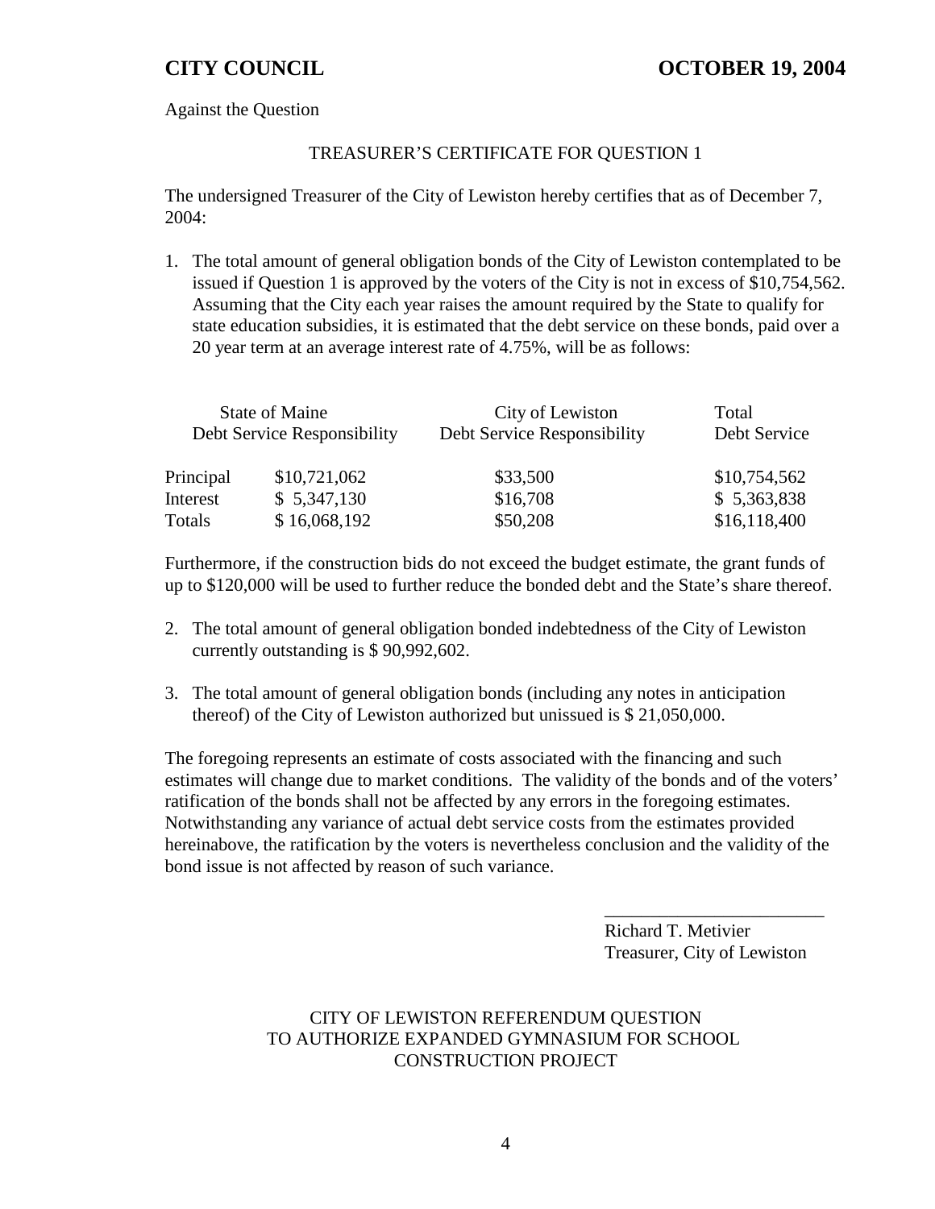Against the Question

TREASURER'S CERTIFICATE FOR QUESTION 1

The undersigned Treasurer of the City of Lewiston hereby certifies that as of December 7, 2004:

1. The total amount of general obligation bonds of the City of Lewiston contemplated to be issued if Question 1 is approved by the voters of the City is not in excess of $10,754,562. Assuming that the City each year raises the amount required by the State to qualify for state education subsidies, it is estimated that the debt service on these bonds, paid over a 20 year term at an average interest rate of 4.75%, will be as follows:

| | State of Maine Debt Service Responsibility | City of Lewiston Debt Service Responsibility | Total Debt Service |
|---|---|---|---|
| Principal | $10,721,062 | $33,500 | $10,754,562 |
| Interest | $ 5,347,130 | $16,708 | $ 5,363,838 |
| Totals | $ 16,068,192 | $50,208 | $16,118,400 |

Furthermore, if the construction bids do not exceed the budget estimate, the grant funds of up to $120,000 will be used to further reduce the bonded debt and the State's share thereof.

2. The total amount of general obligation bonded indebtedness of the City of Lewiston currently outstanding is $ 90,992,602.

3. The total amount of general obligation bonds (including any notes in anticipation thereof) of the City of Lewiston authorized but unissued is $ 21,050,000.

The foregoing represents an estimate of costs associated with the financing and such estimates will change due to market conditions. The validity of the bonds and of the voters' ratification of the bonds shall not be affected by any errors in the foregoing estimates. Notwithstanding any variance of actual debt service costs from the estimates provided hereinabove, the ratification by the voters is nevertheless conclusion and the validity of the bond issue is not affected by reason of such variance.

\_\_\_\_\_\_\_\_\_\_\_\_\_\_\_\_\_\_\_\_\_\_\_\_\_
Richard T. Metivier
Treasurer, City of Lewiston

CITY OF LEWISTON REFERENDUM QUESTION
TO AUTHORIZE EXPANDED GYMNASIUM FOR SCHOOL
CONSTRUCTION PROJECT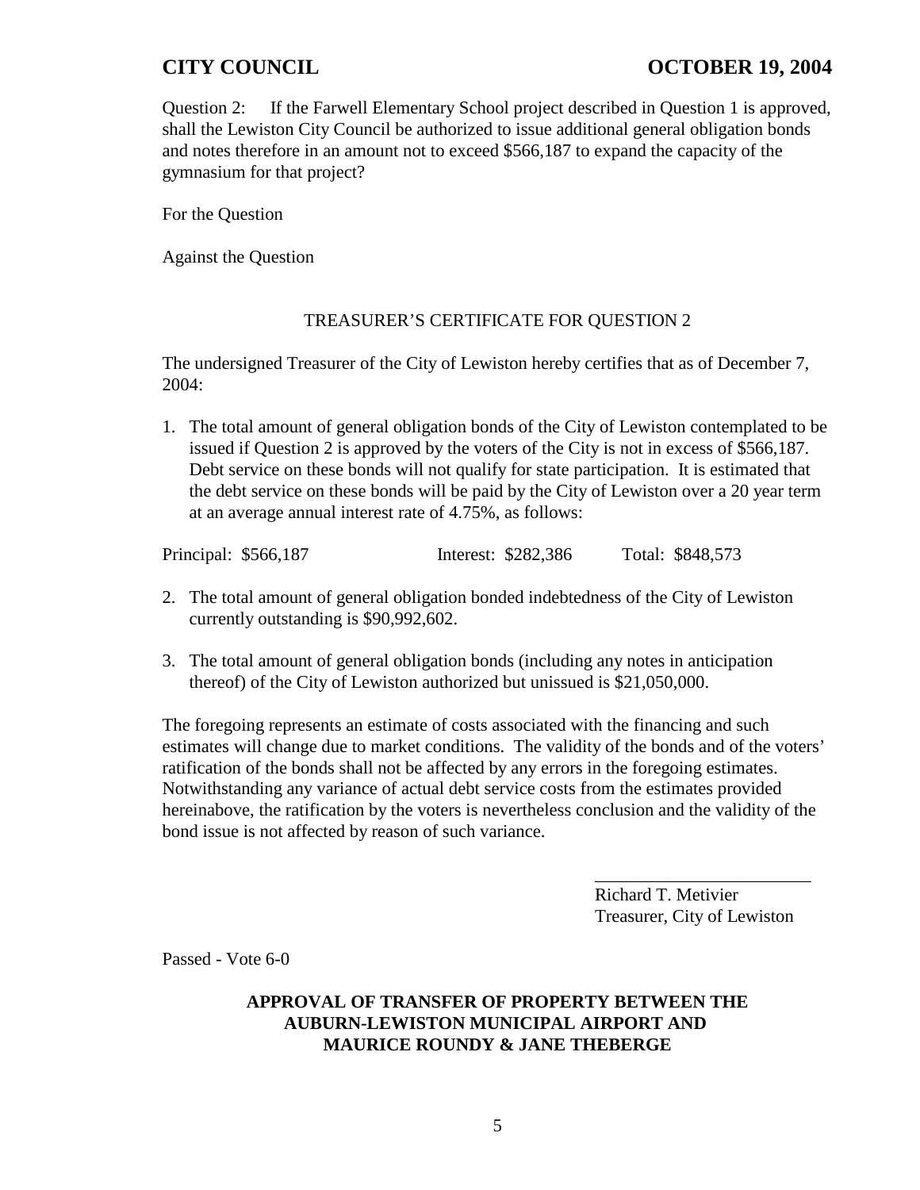Question 2: If the Farwell Elementary School project described in Question 1 is approved, shall the Lewiston City Council be authorized to issue additional general obligation bonds and notes therefore in an amount not to exceed $566,187 to expand the capacity of the gymnasium for that project?

For the Question

Against the Question

TREASURER'S CERTIFICATE FOR QUESTION 2

The undersigned Treasurer of the City of Lewiston hereby certifies that as of December 7, 2004:

1. The total amount of general obligation bonds of the City of Lewiston contemplated to be issued if Question 2 is approved by the voters of the City is not in excess of $566,187. Debt service on these bonds will not qualify for state participation. It is estimated that the debt service on these bonds will be paid by the City of Lewiston over a 20 year term at an average annual interest rate of 4.75%, as follows:

Principal: $566,187 Interest: $282,386 Total: $848,573

2. The total amount of general obligation bonded indebtedness of the City of Lewiston currently outstanding is $90,992,602.

3. The total amount of general obligation bonds (including any notes in anticipation thereof) of the City of Lewiston authorized but unissued is $21,050,000.

The foregoing represents an estimate of costs associated with the financing and such estimates will change due to market conditions. The validity of the bonds and of the voters' ratification of the bonds shall not be affected by any errors in the foregoing estimates. Notwithstanding any variance of actual debt service costs from the estimates provided hereinabove, the ratification by the voters is nevertheless conclusion and the validity of the bond issue is not affected by reason of such variance.

\_\_\_\_\_\_\_\_\_\_\_\_\_\_\_\_\_\_\_\_\_\_\_\_\_
Richard T. Metivier
Treasurer, City of Lewiston

Passed - Vote 6-0

**APPROVAL OF TRANSFER OF PROPERTY BETWEEN THE AUBURN-LEWISTON MUNICIPAL AIRPORT AND MAURICE ROUNDY & JANE THEBERGE**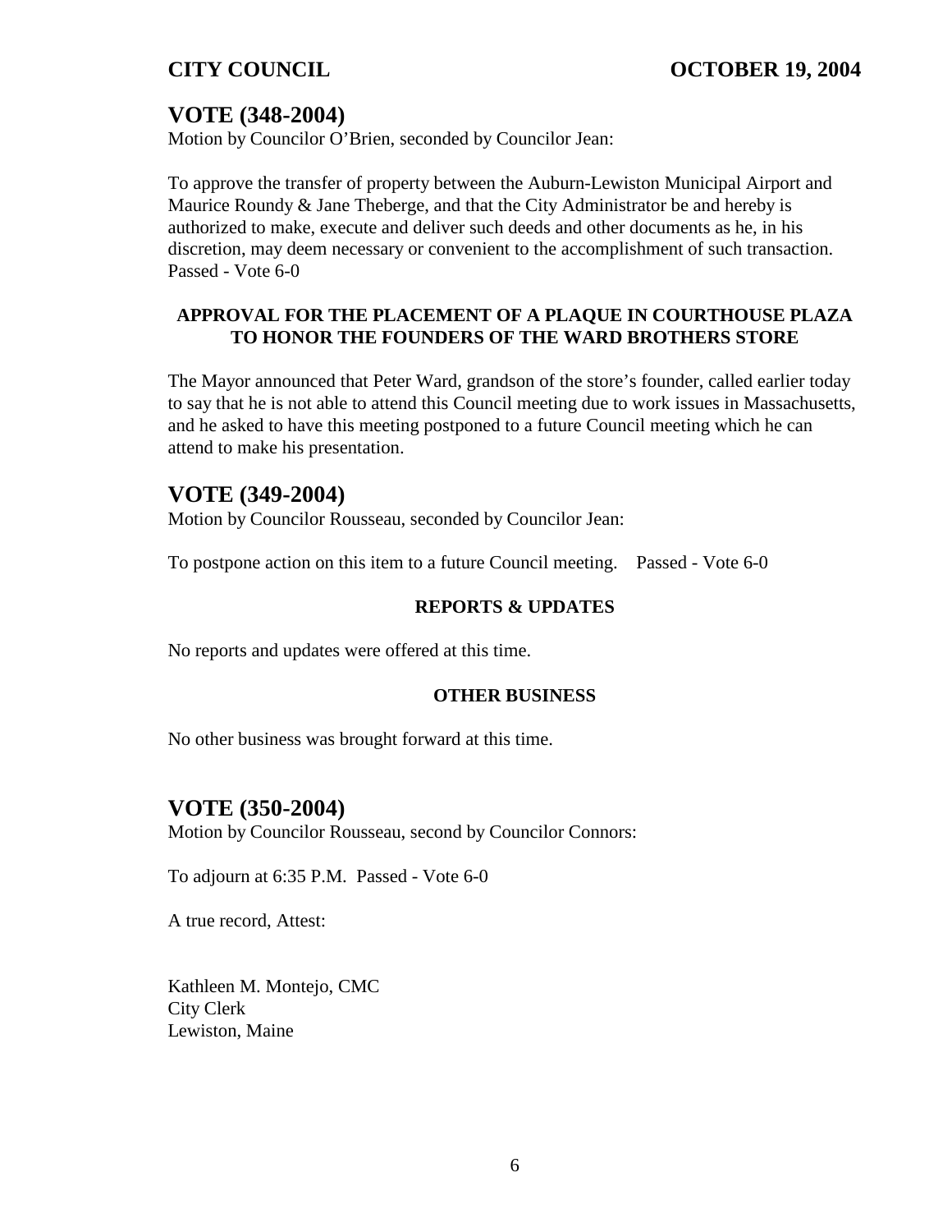## VOTE (348-2004)

Motion by Councilor O'Brien, seconded by Councilor Jean:

To approve the transfer of property between the Auburn-Lewiston Municipal Airport and Maurice Roundy & Jane Theberge, and that the City Administrator be and hereby is authorized to make, execute and deliver such deeds and other documents as he, in his discretion, may deem necessary or convenient to the accomplishment of such transaction. Passed - Vote 6-0

### APPROVAL FOR THE PLACEMENT OF A PLAQUE IN COURTHOUSE PLAZA TO HONOR THE FOUNDERS OF THE WARD BROTHERS STORE

The Mayor announced that Peter Ward, grandson of the store's founder, called earlier today to say that he is not able to attend this Council meeting due to work issues in Massachusetts, and he asked to have this meeting postponed to a future Council meeting which he can attend to make his presentation.

## VOTE (349-2004)

Motion by Councilor Rousseau, seconded by Councilor Jean:

To postpone action on this item to a future Council meeting. Passed - Vote 6-0

### REPORTS & UPDATES

No reports and updates were offered at this time.

### OTHER BUSINESS

No other business was brought forward at this time.

## VOTE (350-2004)

Motion by Councilor Rousseau, second by Councilor Connors:

To adjourn at 6:35 P.M. Passed - Vote 6-0

A true record, Attest:

Kathleen M. Montejo, CMC
City Clerk
Lewiston, Maine